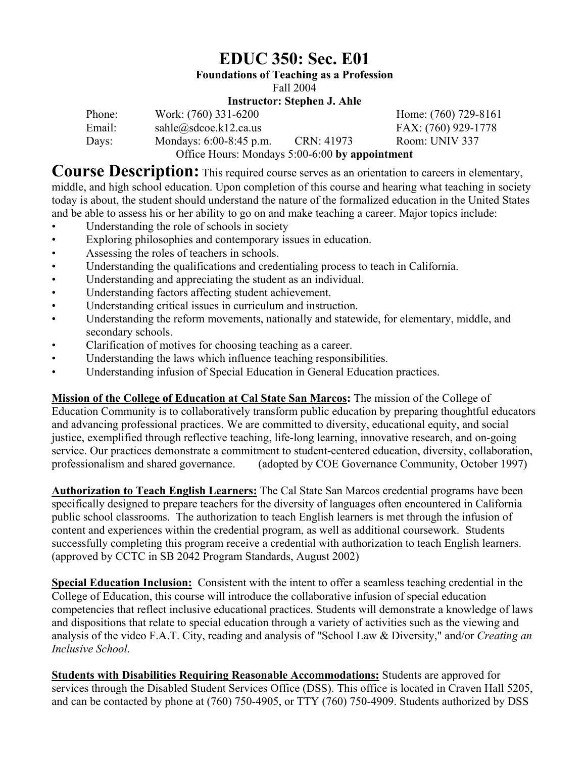# EDUC 350: Sec. E01

**Foundations of Teaching as a Profession**

Fall 2004

**Instructor: Stephen J. Ahle**

| | | | |
|---|---|---|---|
| Phone: | Work: (760) 331-6200 | | Home: (760) 729-8161 |
| Email: | sahle@sdcoe.k12.ca.us | | FAX: (760) 929-1778 |
| Days: | Mondays: 6:00-8:45 p.m. | CRN: 41973 | Room: UNIV 337 |

Office Hours: Mondays 5:00-6:00 **by appointment**

**Course Description:** This required course serves as an orientation to careers in elementary, middle, and high school education. Upon completion of this course and hearing what teaching in society today is about, the student should understand the nature of the formalized education in the United States and be able to assess his or her ability to go on and make teaching a career. Major topics include:

- Understanding the role of schools in society
- Exploring philosophies and contemporary issues in education.
- Assessing the roles of teachers in schools.
- Understanding the qualifications and credentialing process to teach in California.
- Understanding and appreciating the student as an individual.
- Understanding factors affecting student achievement.
- Understanding critical issues in curriculum and instruction.
- Understanding the reform movements, nationally and statewide, for elementary, middle, and secondary schools.
- Clarification of motives for choosing teaching as a career.
- Understanding the laws which influence teaching responsibilities.
- Understanding infusion of Special Education in General Education practices.

**Mission of the College of Education at Cal State San Marcos:** The mission of the College of Education Community is to collaboratively transform public education by preparing thoughtful educators and advancing professional practices. We are committed to diversity, educational equity, and social justice, exemplified through reflective teaching, life-long learning, innovative research, and on-going service. Our practices demonstrate a commitment to student-centered education, diversity, collaboration, professionalism and shared governance. (adopted by COE Governance Community, October 1997)

**Authorization to Teach English Learners:** The Cal State San Marcos credential programs have been specifically designed to prepare teachers for the diversity of languages often encountered in California public school classrooms. The authorization to teach English learners is met through the infusion of content and experiences within the credential program, as well as additional coursework. Students successfully completing this program receive a credential with authorization to teach English learners. (approved by CCTC in SB 2042 Program Standards, August 2002)

**Special Education Inclusion:** Consistent with the intent to offer a seamless teaching credential in the College of Education, this course will introduce the collaborative infusion of special education competencies that reflect inclusive educational practices. Students will demonstrate a knowledge of laws and dispositions that relate to special education through a variety of activities such as the viewing and analysis of the video F.A.T. City, reading and analysis of "School Law & Diversity," and/or *Creating an Inclusive School*.

**Students with Disabilities Requiring Reasonable Accommodations:** Students are approved for services through the Disabled Student Services Office (DSS). This office is located in Craven Hall 5205, and can be contacted by phone at (760) 750-4905, or TTY (760) 750-4909. Students authorized by DSS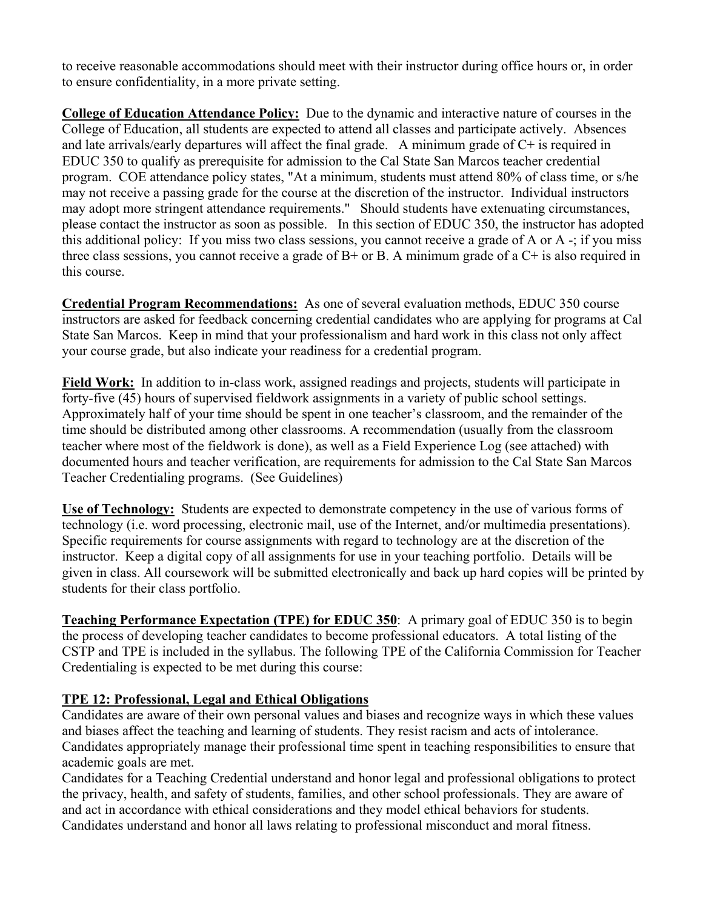to receive reasonable accommodations should meet with their instructor during office hours or, in order to ensure confidentiality, in a more private setting.

**College of Education Attendance Policy:** Due to the dynamic and interactive nature of courses in the College of Education, all students are expected to attend all classes and participate actively. Absences and late arrivals/early departures will affect the final grade. A minimum grade of C+ is required in EDUC 350 to qualify as prerequisite for admission to the Cal State San Marcos teacher credential program. COE attendance policy states, "At a minimum, students must attend 80% of class time, or s/he may not receive a passing grade for the course at the discretion of the instructor. Individual instructors may adopt more stringent attendance requirements." Should students have extenuating circumstances, please contact the instructor as soon as possible. In this section of EDUC 350, the instructor has adopted this additional policy: If you miss two class sessions, you cannot receive a grade of A or A -; if you miss three class sessions, you cannot receive a grade of B+ or B. A minimum grade of a C+ is also required in this course.

**Credential Program Recommendations:** As one of several evaluation methods, EDUC 350 course instructors are asked for feedback concerning credential candidates who are applying for programs at Cal State San Marcos. Keep in mind that your professionalism and hard work in this class not only affect your course grade, but also indicate your readiness for a credential program.

**Field Work:** In addition to in-class work, assigned readings and projects, students will participate in forty-five (45) hours of supervised fieldwork assignments in a variety of public school settings. Approximately half of your time should be spent in one teacher's classroom, and the remainder of the time should be distributed among other classrooms. A recommendation (usually from the classroom teacher where most of the fieldwork is done), as well as a Field Experience Log (see attached) with documented hours and teacher verification, are requirements for admission to the Cal State San Marcos Teacher Credentialing programs. (See Guidelines)

**Use of Technology:** Students are expected to demonstrate competency in the use of various forms of technology (i.e. word processing, electronic mail, use of the Internet, and/or multimedia presentations). Specific requirements for course assignments with regard to technology are at the discretion of the instructor. Keep a digital copy of all assignments for use in your teaching portfolio. Details will be given in class. All coursework will be submitted electronically and back up hard copies will be printed by students for their class portfolio.

**Teaching Performance Expectation (TPE) for EDUC 350**: A primary goal of EDUC 350 is to begin the process of developing teacher candidates to become professional educators. A total listing of the CSTP and TPE is included in the syllabus. The following TPE of the California Commission for Teacher Credentialing is expected to be met during this course:

**TPE 12: Professional, Legal and Ethical Obligations**

Candidates are aware of their own personal values and biases and recognize ways in which these values and biases affect the teaching and learning of students. They resist racism and acts of intolerance. Candidates appropriately manage their professional time spent in teaching responsibilities to ensure that academic goals are met.

Candidates for a Teaching Credential understand and honor legal and professional obligations to protect the privacy, health, and safety of students, families, and other school professionals. They are aware of and act in accordance with ethical considerations and they model ethical behaviors for students. Candidates understand and honor all laws relating to professional misconduct and moral fitness.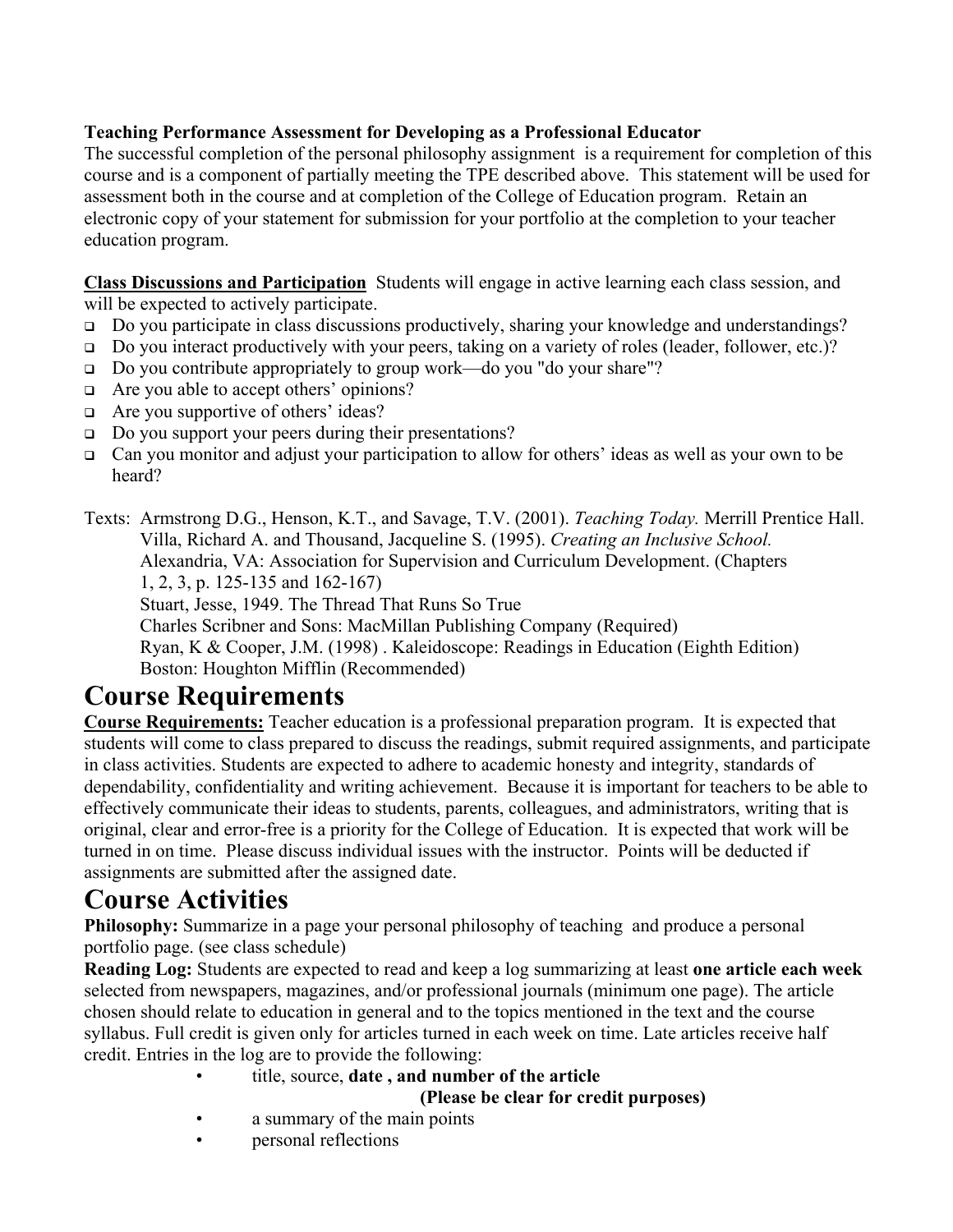**Teaching Performance Assessment for Developing as a Professional Educator**
The successful completion of the personal philosophy assignment is a requirement for completion of this course and is a component of partially meeting the TPE described above. This statement will be used for assessment both in the course and at completion of the College of Education program. Retain an electronic copy of your statement for submission for your portfolio at the completion to your teacher education program.

**Class Discussions and Participation** Students will engage in active learning each class session, and will be expected to actively participate.

- Do you participate in class discussions productively, sharing your knowledge and understandings?
- Do you interact productively with your peers, taking on a variety of roles (leader, follower, etc.)?
- Do you contribute appropriately to group work—do you "do your share"?
- Are you able to accept others' opinions?
- Are you supportive of others' ideas?
- Do you support your peers during their presentations?
- Can you monitor and adjust your participation to allow for others' ideas as well as your own to be heard?

Texts: Armstrong D.G., Henson, K.T., and Savage, T.V. (2001). *Teaching Today.* Merrill Prentice Hall.
Villa, Richard A. and Thousand, Jacqueline S. (1995). *Creating an Inclusive School.* Alexandria, VA: Association for Supervision and Curriculum Development. (Chapters 1, 2, 3, p. 125-135 and 162-167)
Stuart, Jesse, 1949. The Thread That Runs So True
Charles Scribner and Sons: MacMillan Publishing Company (Required)
Ryan, K & Cooper, J.M. (1998) . Kaleidoscope: Readings in Education (Eighth Edition) Boston: Houghton Mifflin (Recommended)

# Course Requirements

**Course Requirements:** Teacher education is a professional preparation program. It is expected that students will come to class prepared to discuss the readings, submit required assignments, and participate in class activities. Students are expected to adhere to academic honesty and integrity, standards of dependability, confidentiality and writing achievement. Because it is important for teachers to be able to effectively communicate their ideas to students, parents, colleagues, and administrators, writing that is original, clear and error-free is a priority for the College of Education. It is expected that work will be turned in on time. Please discuss individual issues with the instructor. Points will be deducted if assignments are submitted after the assigned date.

# Course Activities

**Philosophy:** Summarize in a page your personal philosophy of teaching and produce a personal portfolio page. (see class schedule)

**Reading Log:** Students are expected to read and keep a log summarizing at least **one article each week** selected from newspapers, magazines, and/or professional journals (minimum one page). The article chosen should relate to education in general and to the topics mentioned in the text and the course syllabus. Full credit is given only for articles turned in each week on time. Late articles receive half credit. Entries in the log are to provide the following:

- title, source, **date , and number of the article**
  **(Please be clear for credit purposes)**
- a summary of the main points
- personal reflections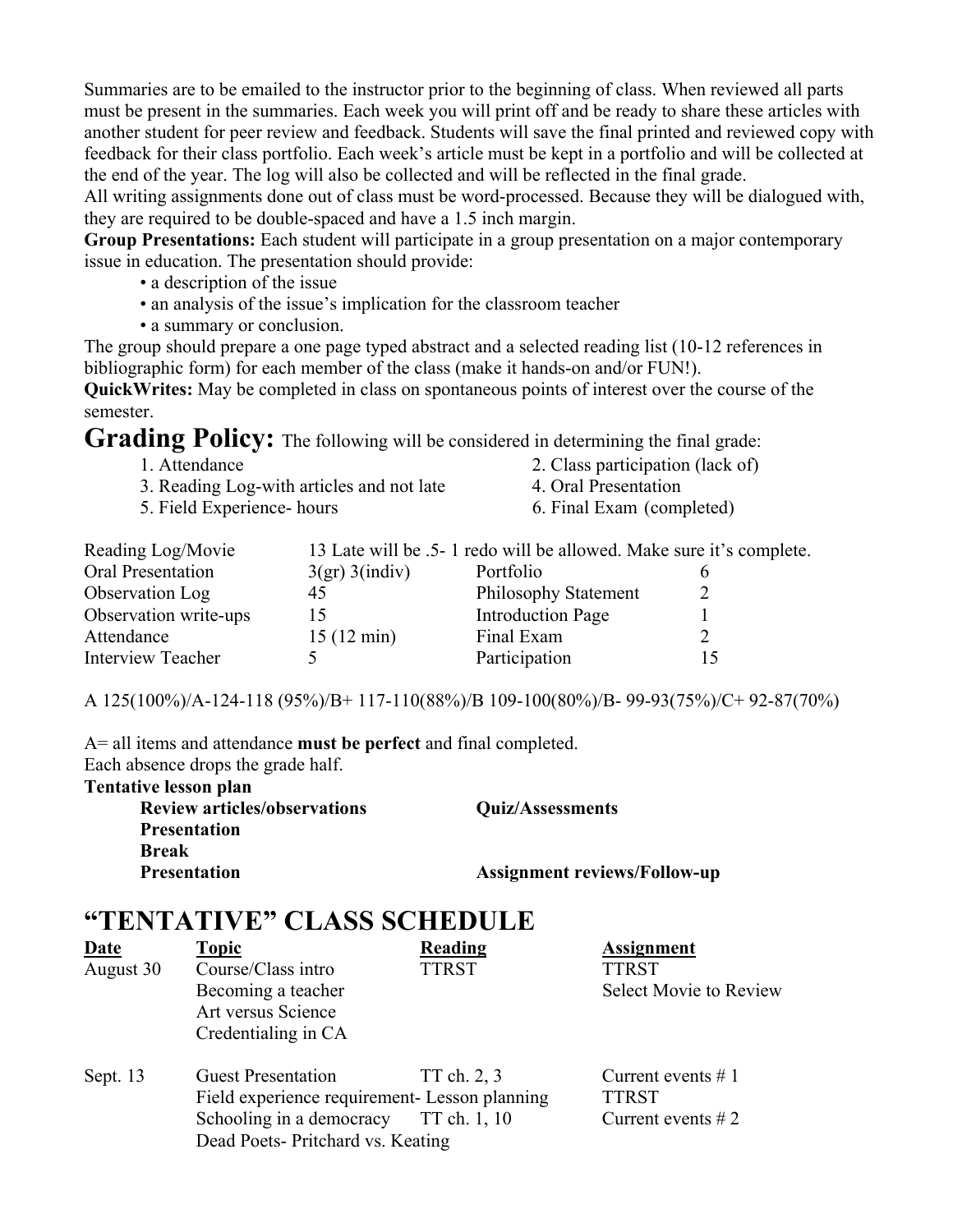Summaries are to be emailed to the instructor prior to the beginning of class. When reviewed all parts must be present in the summaries. Each week you will print off and be ready to share these articles with another student for peer review and feedback. Students will save the final printed and reviewed copy with feedback for their class portfolio. Each week's article must be kept in a portfolio and will be collected at the end of the year. The log will also be collected and will be reflected in the final grade.

All writing assignments done out of class must be word-processed. Because they will be dialogued with, they are required to be double-spaced and have a 1.5 inch margin.

**Group Presentations:** Each student will participate in a group presentation on a major contemporary issue in education. The presentation should provide:

- a description of the issue
- an analysis of the issue's implication for the classroom teacher
- a summary or conclusion.

The group should prepare a one page typed abstract and a selected reading list (10-12 references in bibliographic form) for each member of the class (make it hands-on and/or FUN!).

**QuickWrites:** May be completed in class on spontaneous points of interest over the course of the semester.

## Grading Policy: The following will be considered in determining the final grade:

1. Attendance
2. Class participation (lack of)
3. Reading Log-with articles and not late
4. Oral Presentation
5. Field Experience- hours
6. Final Exam (completed)

Reading Log/Movie 13 Late will be .5- 1 redo will be allowed. Make sure it's complete.

| | | | |
|---|---|---|---|
| Oral Presentation | 3(gr) 3(indiv) | Portfolio | 6 |
| Observation Log | 45 | Philosophy Statement | 2 |
| Observation write-ups | 15 | Introduction Page | 1 |
| Attendance | 15 (12 min) | Final Exam | 2 |
| Interview Teacher | 5 | Participation | 15 |

A 125(100%)/A-124-118 (95%)/B+ 117-110(88%)/B 109-100(80%)/B- 99-93(75%)/C+ 92-87(70%)

A= all items and attendance **must be perfect** and final completed.
Each absence drops the grade half.

**Tentative lesson plan**

- **Review articles/observations**
- **Presentation**
- **Break**
- **Presentation**
- **Quiz/Assessments**
- **Assignment reviews/Follow-up**

# "TENTATIVE" CLASS SCHEDULE

| Date | Topic | Reading | Assignment |
|---|---|---|---|
| August 30 | Course/Class intro<br>Becoming a teacher<br>Art versus Science<br>Credentialing in CA | TTRST | TTRST<br>Select Movie to Review |
| Sept. 13 | Guest Presentation<br>Field experience requirement- Lesson planning<br>Schooling in a democracy<br>Dead Poets- Pritchard vs. Keating | TT ch. 2, 3<br><br>TT ch. 1, 10 | Current events # 1<br>TTRST<br>Current events # 2 |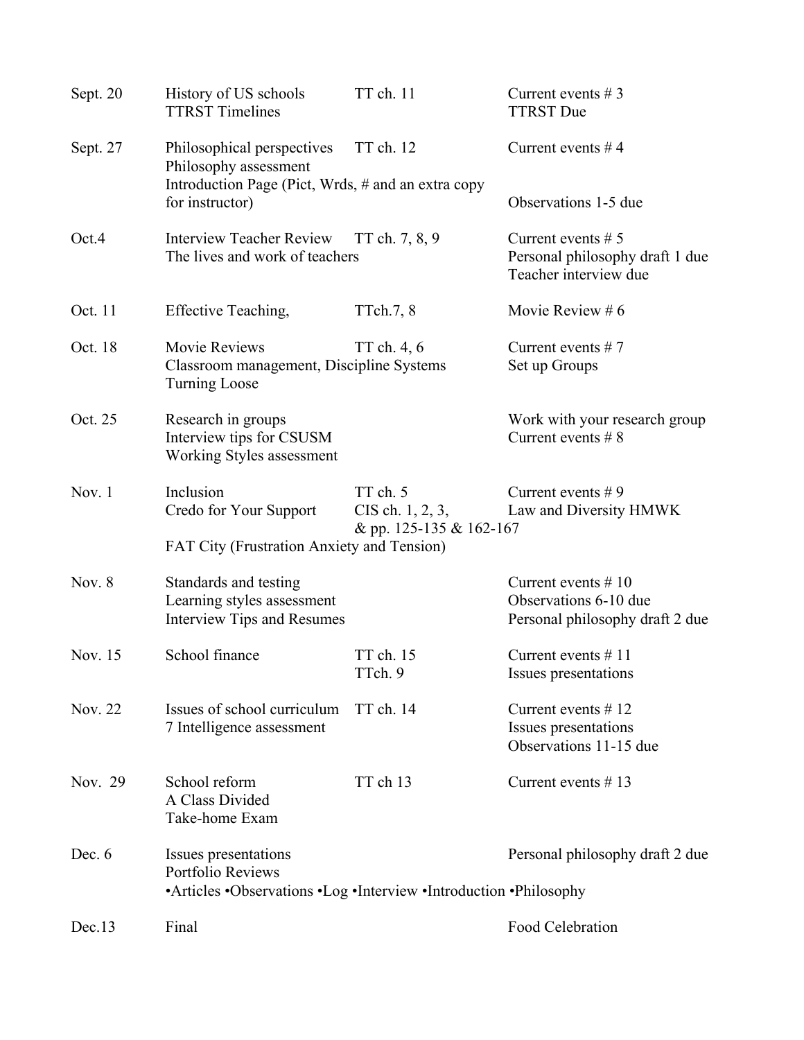| | | | |
|---|---|---|---|
| Sept. 20 | History of US schools<br>TTRST Timelines | TT ch. 11 | Current events # 3<br>TTRST Due |
| Sept. 27 | Philosophical perspectives<br>Philosophy assessment<br>Introduction Page (Pict, Wrds, # and an extra copy for instructor) | TT ch. 12 | Current events # 4<br><br>Observations 1-5 due |
| Oct.4 | Interview Teacher Review<br>The lives and work of teachers | TT ch. 7, 8, 9 | Current events # 5<br>Personal philosophy draft 1 due<br>Teacher interview due |
| Oct. 11 | Effective Teaching, | TTch.7, 8 | Movie Review # 6 |
| Oct. 18 | Movie Reviews<br>Classroom management, Discipline Systems<br>Turning Loose | TT ch. 4, 6 | Current events # 7<br>Set up Groups |
| Oct. 25 | Research in groups<br>Interview tips for CSUSM<br>Working Styles assessment | | Work with your research group<br>Current events # 8 |
| Nov. 1 | Inclusion<br>Credo for Your Support<br>FAT City (Frustration Anxiety and Tension) | TT ch. 5<br>CIS ch. 1, 2, 3, & pp. 125-135 & 162-167 | Current events # 9<br>Law and Diversity HMWK |
| Nov. 8 | Standards and testing<br>Learning styles assessment<br>Interview Tips and Resumes | | Current events # 10<br>Observations 6-10 due<br>Personal philosophy draft 2 due |
| Nov. 15 | School finance | TT ch. 15<br>TTch. 9 | Current events # 11<br>Issues presentations |
| Nov. 22 | Issues of school curriculum<br>7 Intelligence assessment | TT ch. 14 | Current events # 12<br>Issues presentations<br>Observations 11-15 due |
| Nov. 29 | School reform<br>A Class Divided<br>Take-home Exam | TT ch 13 | Current events # 13 |
| Dec. 6 | Issues presentations<br>Portfolio Reviews<br>•Articles •Observations •Log •Interview •Introduction •Philosophy | | Personal philosophy draft 2 due |
| Dec.13 | Final | | Food Celebration |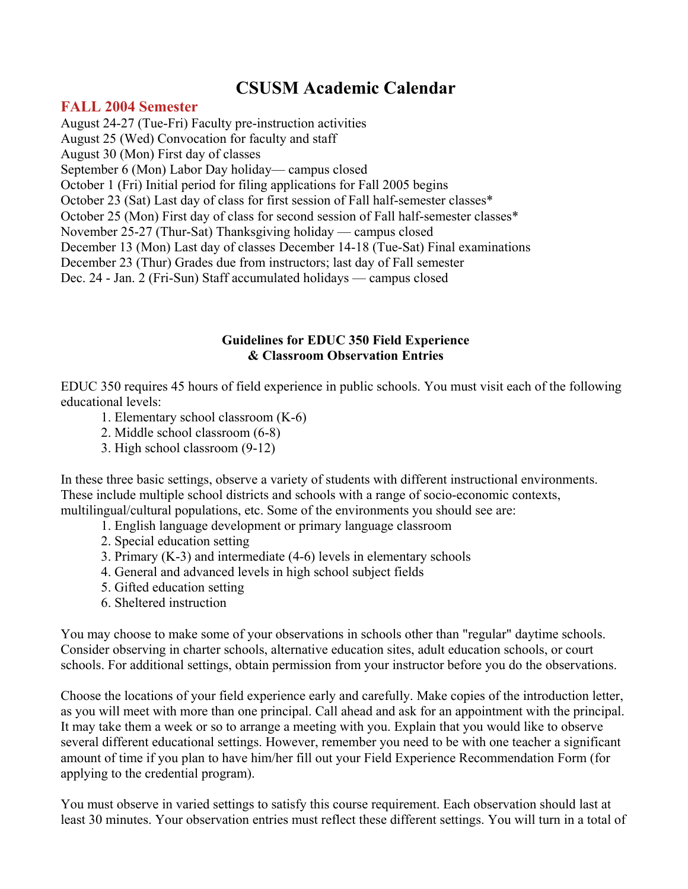# CSUSM Academic Calendar

## FALL 2004 Semester

August 24-27 (Tue-Fri) Faculty pre-instruction activities
August 25 (Wed) Convocation for faculty and staff
August 30 (Mon) First day of classes
September 6 (Mon) Labor Day holiday— campus closed
October 1 (Fri) Initial period for filing applications for Fall 2005 begins
October 23 (Sat) Last day of class for first session of Fall half-semester classes*
October 25 (Mon) First day of class for second session of Fall half-semester classes*
November 25-27 (Thur-Sat) Thanksgiving holiday — campus closed
December 13 (Mon) Last day of classes December 14-18 (Tue-Sat) Final examinations
December 23 (Thur) Grades due from instructors; last day of Fall semester
Dec. 24 - Jan. 2 (Fri-Sun) Staff accumulated holidays — campus closed

### Guidelines for EDUC 350 Field Experience & Classroom Observation Entries

EDUC 350 requires 45 hours of field experience in public schools. You must visit each of the following educational levels:

1. Elementary school classroom (K-6)
2. Middle school classroom (6-8)
3. High school classroom (9-12)

In these three basic settings, observe a variety of students with different instructional environments. These include multiple school districts and schools with a range of socio-economic contexts, multilingual/cultural populations, etc. Some of the environments you should see are:

1. English language development or primary language classroom
2. Special education setting
3. Primary (K-3) and intermediate (4-6) levels in elementary schools
4. General and advanced levels in high school subject fields
5. Gifted education setting
6. Sheltered instruction

You may choose to make some of your observations in schools other than "regular" daytime schools. Consider observing in charter schools, alternative education sites, adult education schools, or court schools. For additional settings, obtain permission from your instructor before you do the observations.

Choose the locations of your field experience early and carefully. Make copies of the introduction letter, as you will meet with more than one principal. Call ahead and ask for an appointment with the principal. It may take them a week or so to arrange a meeting with you. Explain that you would like to observe several different educational settings. However, remember you need to be with one teacher a significant amount of time if you plan to have him/her fill out your Field Experience Recommendation Form (for applying to the credential program).

You must observe in varied settings to satisfy this course requirement. Each observation should last at least 30 minutes. Your observation entries must reflect these different settings. You will turn in a total of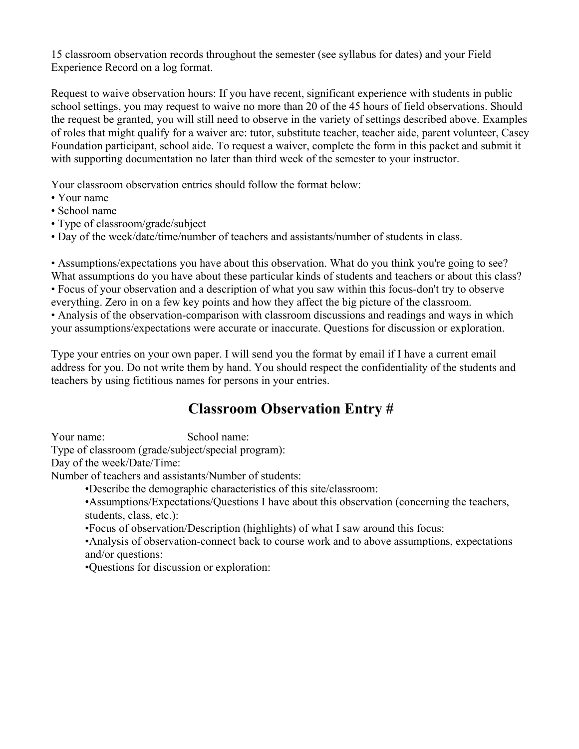15 classroom observation records throughout the semester (see syllabus for dates) and your Field Experience Record on a log format.

Request to waive observation hours: If you have recent, significant experience with students in public school settings, you may request to waive no more than 20 of the 45 hours of field observations. Should the request be granted, you will still need to observe in the variety of settings described above. Examples of roles that might qualify for a waiver are: tutor, substitute teacher, teacher aide, parent volunteer, Casey Foundation participant, school aide. To request a waiver, complete the form in this packet and submit it with supporting documentation no later than third week of the semester to your instructor.

Your classroom observation entries should follow the format below:

- Your name
- School name
- Type of classroom/grade/subject
- Day of the week/date/time/number of teachers and assistants/number of students in class.

- Assumptions/expectations you have about this observation. What do you think you're going to see? What assumptions do you have about these particular kinds of students and teachers or about this class?
- Focus of your observation and a description of what you saw within this focus-don't try to observe everything. Zero in on a few key points and how they affect the big picture of the classroom.
- Analysis of the observation-comparison with classroom discussions and readings and ways in which your assumptions/expectations were accurate or inaccurate. Questions for discussion or exploration.

Type your entries on your own paper. I will send you the format by email if I have a current email address for you. Do not write them by hand. You should respect the confidentiality of the students and teachers by using fictitious names for persons in your entries.

## Classroom Observation Entry #

Your name: School name:
Type of classroom (grade/subject/special program):
Day of the week/Date/Time:
Number of teachers and assistants/Number of students:

- Describe the demographic characteristics of this site/classroom:
- Assumptions/Expectations/Questions I have about this observation (concerning the teachers, students, class, etc.):
- Focus of observation/Description (highlights) of what I saw around this focus:
- Analysis of observation-connect back to course work and to above assumptions, expectations and/or questions:
- Questions for discussion or exploration: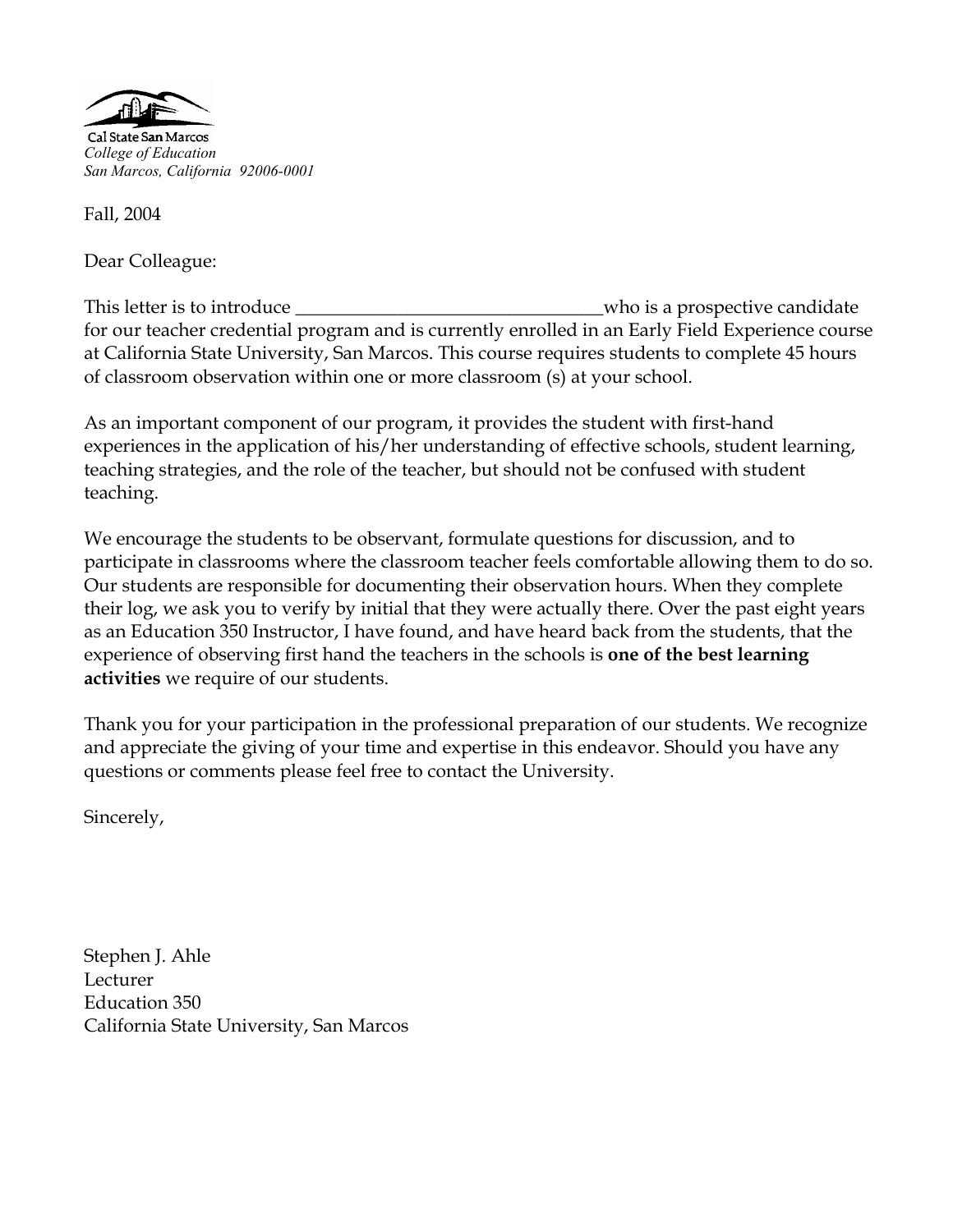Cal State San Marcos
*College of Education*
*San Marcos, California 92006-0001*

Fall, 2004

Dear Colleague:

This letter is to introduce ________________________________who is a prospective candidate for our teacher credential program and is currently enrolled in an Early Field Experience course at California State University, San Marcos. This course requires students to complete 45 hours of classroom observation within one or more classroom (s) at your school.

As an important component of our program, it provides the student with first-hand experiences in the application of his/her understanding of effective schools, student learning, teaching strategies, and the role of the teacher, but should not be confused with student teaching.

We encourage the students to be observant, formulate questions for discussion, and to participate in classrooms where the classroom teacher feels comfortable allowing them to do so. Our students are responsible for documenting their observation hours. When they complete their log, we ask you to verify by initial that they were actually there. Over the past eight years as an Education 350 Instructor, I have found, and have heard back from the students, that the experience of observing first hand the teachers in the schools is **one of the best learning activities** we require of our students.

Thank you for your participation in the professional preparation of our students. We recognize and appreciate the giving of your time and expertise in this endeavor. Should you have any questions or comments please feel free to contact the University.

Sincerely,

Stephen J. Ahle
Lecturer
Education 350
California State University, San Marcos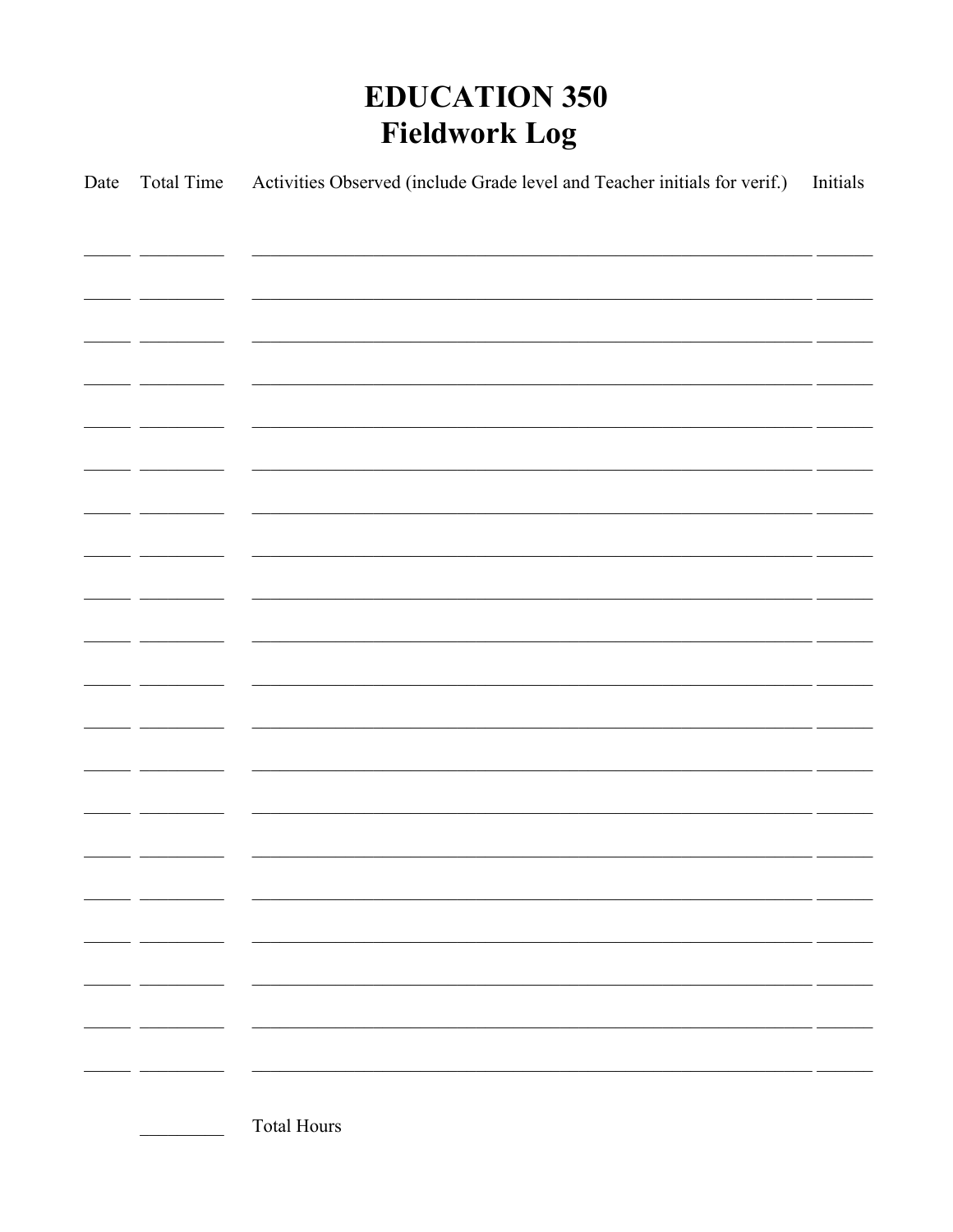# EDUCATION 350
## Fieldwork Log

| Date | Total Time | Activities Observed (include Grade level and Teacher initials for verif.) | Initials |
| --- | --- | --- | --- |
| | | | |
| | | | |
| | | | |
| | | | |
| | | | |
| | | | |
| | | | |
| | | | |
| | | | |
| | | | |
| | | | |
| | | | |
| | | | |
| | | | |
| | | | |
| | | | |
| | | | |
| | | | |
| | | | |
| | | | |

_________ Total Hours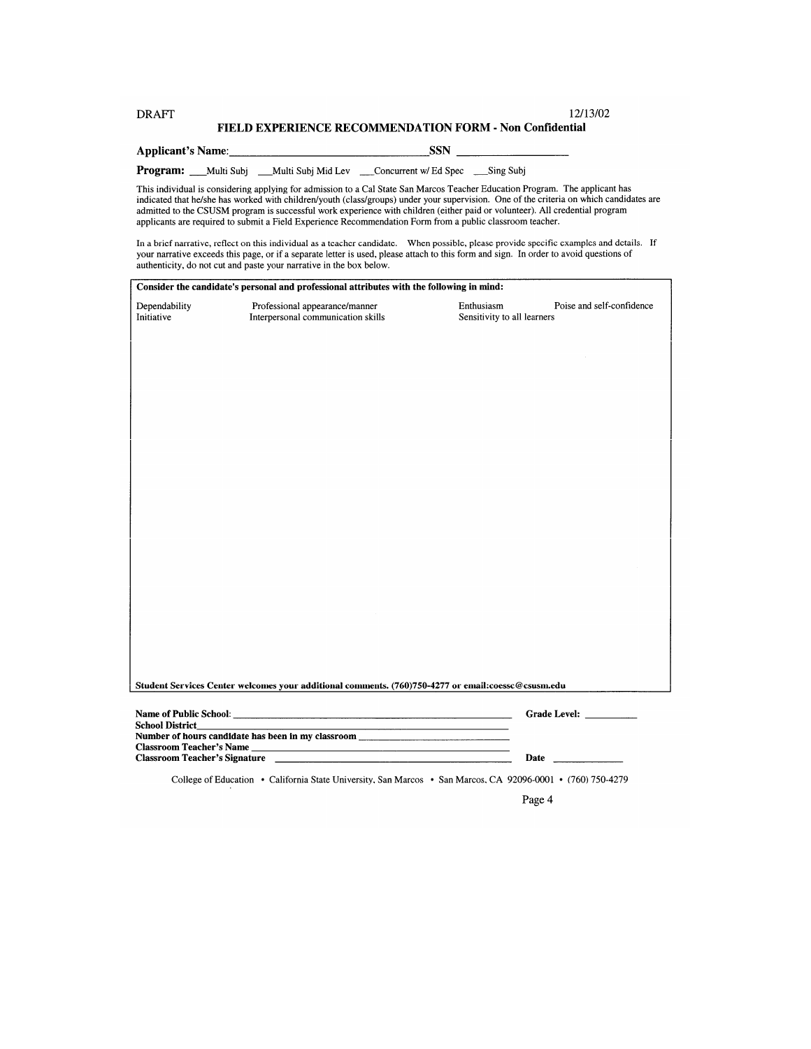DRAFT 12/13/02

## FIELD EXPERIENCE RECOMMENDATION FORM - Non Confidential

**Applicant's Name:**___________________________________ **SSN** __________________

**Program:** ___Multi Subj ___Multi Subj Mid Lev ___Concurrent w/ Ed Spec ___Sing Subj

This individual is considering applying for admission to a Cal State San Marcos Teacher Education Program. The applicant has indicated that he/she has worked with children/youth (class/groups) under your supervision. One of the criteria on which candidates are admitted to the CSUSM program is successful work experience with children (either paid or volunteer). All credential program applicants are required to submit a Field Experience Recommendation Form from a public classroom teacher.

In a brief narrative, reflect on this individual as a teacher candidate. When possible, please provide specific examples and details. If your narrative exceeds this page, or if a separate letter is used, please attach to this form and sign. In order to avoid questions of authenticity, do not cut and paste your narrative in the box below.

**Consider the candidate's personal and professional attributes with the following in mind:**

| | | | |
|---|---|---|---|
| Dependability | Professional appearance/manner | Enthusiasm | Poise and self-confidence |
| Initiative | Interpersonal communication skills | Sensitivity to all learners | |

**Student Services Center welcomes your additional comments. (760)750-4277 or email:coessc@csusm.edu**

**Name of Public School:** ____________________________________________ **Grade Level:** __________

**School District**____________________________________________

**Number of hours candidate has been in my classroom** ______________________________

**Classroom Teacher's Name** ____________________________________________

**Classroom Teacher's Signature** ____________________________________________ **Date** _____________

College of Education • California State University, San Marcos • San Marcos, CA 92096-0001 • (760) 750-4279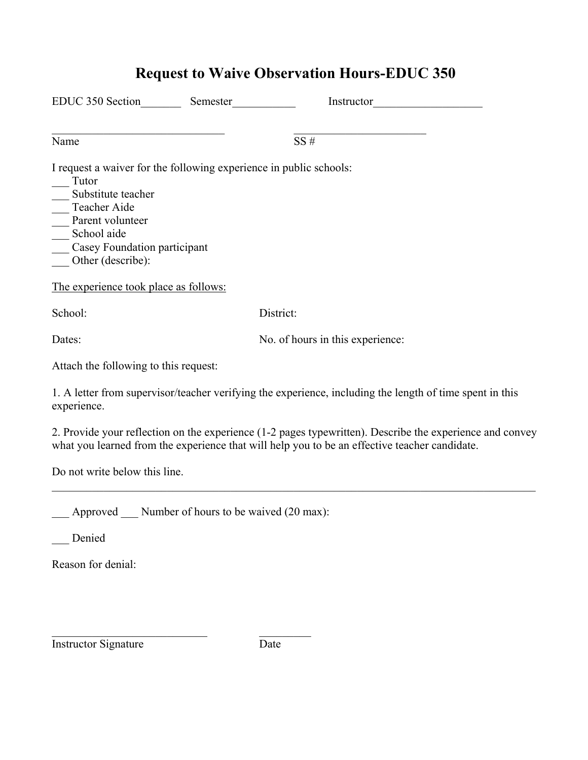# Request to Waive Observation Hours-EDUC 350

EDUC 350 Section_______ Semester___________ Instructor___________________

______________________________ ______________________

Name SS #

I request a waiver for the following experience in public schools:

___ Tutor
___ Substitute teacher
___ Teacher Aide
___ Parent volunteer
___ School aide
___ Casey Foundation participant
___ Other (describe):

<u>The experience took place as follows:</u>

School: District:

Dates: No. of hours in this experience:

Attach the following to this request:

1. A letter from supervisor/teacher verifying the experience, including the length of time spent in this experience.

2. Provide your reflection on the experience (1-2 pages typewritten). Describe the experience and convey what you learned from the experience that will help you to be an effective teacher candidate.

Do not write below this line.

---

___ Approved ___ Number of hours to be waived (20 max):

___ Denied

Reason for denial:

___________________________ _________

Instructor Signature Date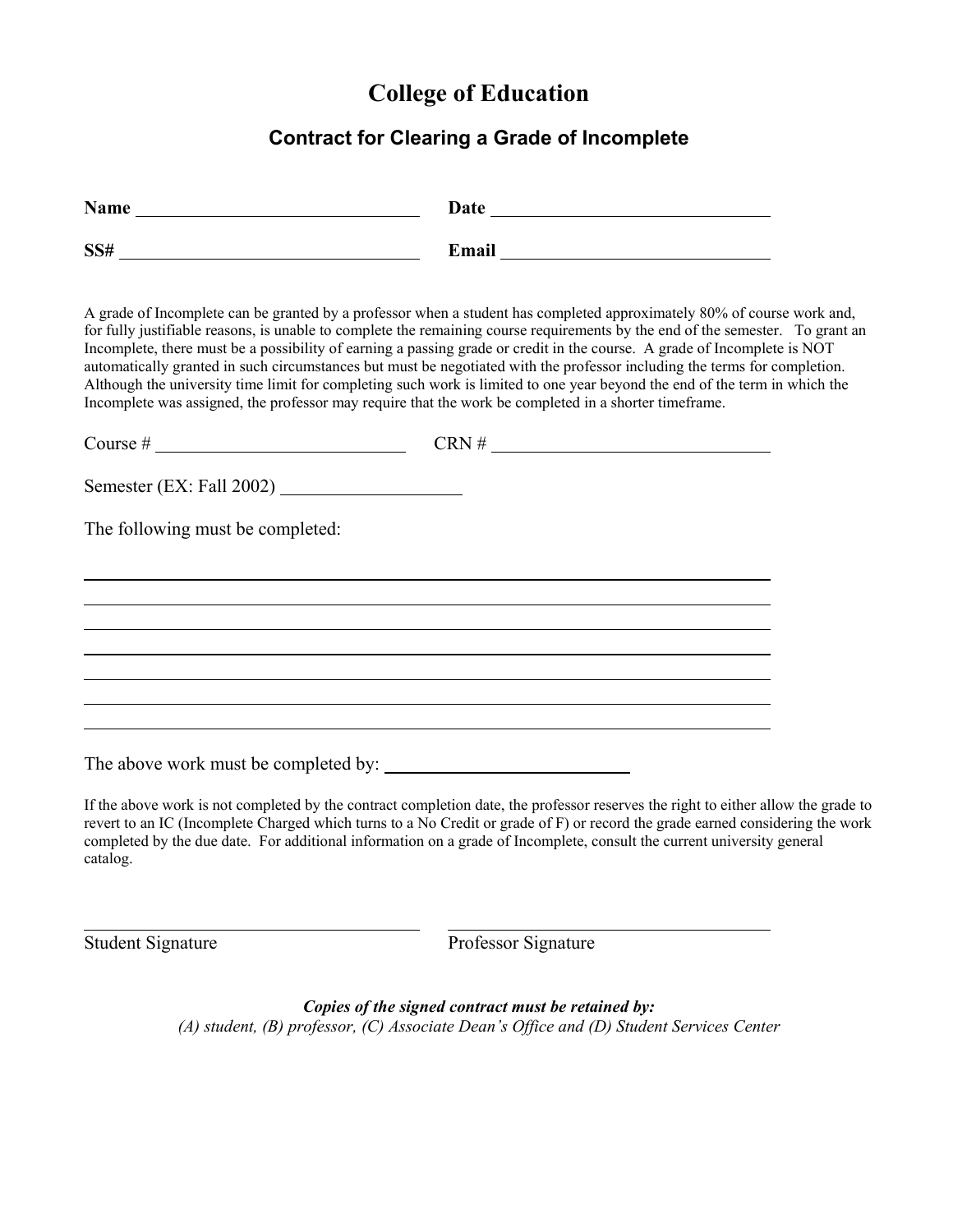# College of Education

## Contract for Clearing a Grade of Incomplete

**Name** ______________________________ **Date** ______________________________

**SS#** ______________________________ **Email** ______________________________

A grade of Incomplete can be granted by a professor when a student has completed approximately 80% of course work and, for fully justifiable reasons, is unable to complete the remaining course requirements by the end of the semester. To grant an Incomplete, there must be a possibility of earning a passing grade or credit in the course. A grade of Incomplete is NOT automatically granted in such circumstances but must be negotiated with the professor including the terms for completion. Although the university time limit for completing such work is limited to one year beyond the end of the term in which the Incomplete was assigned, the professor may require that the work be completed in a shorter timeframe.

Course # ______________________________ CRN # ______________________________

Semester (EX: Fall 2002) ____________________

The following must be completed:

______________________________________________________________________

______________________________________________________________________

______________________________________________________________________

______________________________________________________________________

______________________________________________________________________

______________________________________________________________________

______________________________________________________________________

The above work must be completed by: ______________________________

If the above work is not completed by the contract completion date, the professor reserves the right to either allow the grade to revert to an IC (Incomplete Charged which turns to a No Credit or grade of F) or record the grade earned considering the work completed by the due date. For additional information on a grade of Incomplete, consult the current university general catalog.

______________________________ ______________________________

Student Signature Professor Signature

***Copies of the signed contract must be retained by:***

*(A) student, (B) professor, (C) Associate Dean's Office and (D) Student Services Center*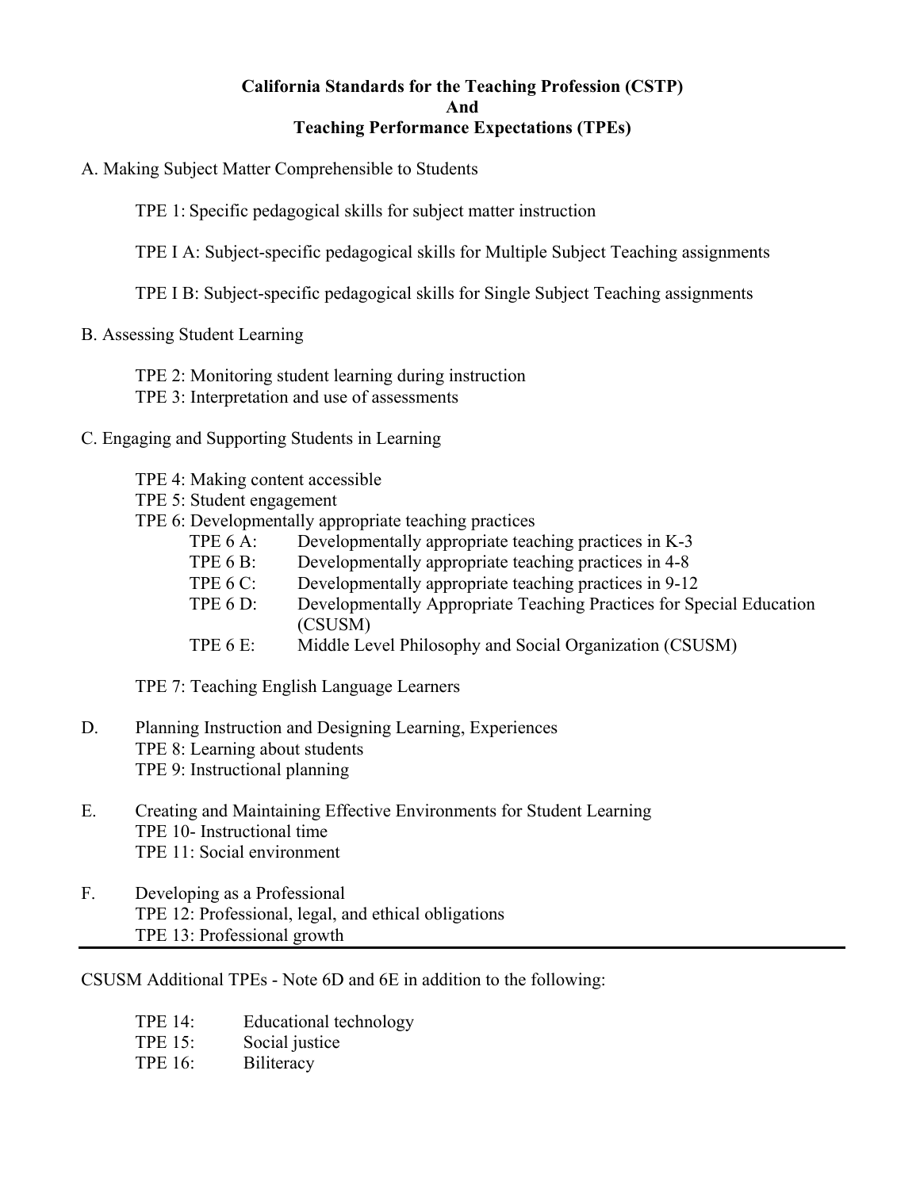**California Standards for the Teaching Profession (CSTP)**
**And**
**Teaching Performance Expectations (TPEs)**

A. Making Subject Matter Comprehensible to Students

TPE 1: Specific pedagogical skills for subject matter instruction

TPE I A: Subject-specific pedagogical skills for Multiple Subject Teaching assignments

TPE I B: Subject-specific pedagogical skills for Single Subject Teaching assignments

B. Assessing Student Learning

TPE 2: Monitoring student learning during instruction
TPE 3: Interpretation and use of assessments

C. Engaging and Supporting Students in Learning

TPE 4: Making content accessible
TPE 5: Student engagement
TPE 6: Developmentally appropriate teaching practices
- TPE 6 A: Developmentally appropriate teaching practices in K-3
- TPE 6 B: Developmentally appropriate teaching practices in 4-8
- TPE 6 C: Developmentally appropriate teaching practices in 9-12
- TPE 6 D: Developmentally Appropriate Teaching Practices for Special Education (CSUSM)
- TPE 6 E: Middle Level Philosophy and Social Organization (CSUSM)

TPE 7: Teaching English Language Learners

D. Planning Instruction and Designing Learning, Experiences
TPE 8: Learning about students
TPE 9: Instructional planning

E. Creating and Maintaining Effective Environments for Student Learning
TPE 10- Instructional time
TPE 11: Social environment

F. Developing as a Professional
TPE 12: Professional, legal, and ethical obligations
TPE 13: Professional growth

---

CSUSM Additional TPEs - Note 6D and 6E in addition to the following:

- TPE 14: Educational technology
- TPE 15: Social justice
- TPE 16: Biliteracy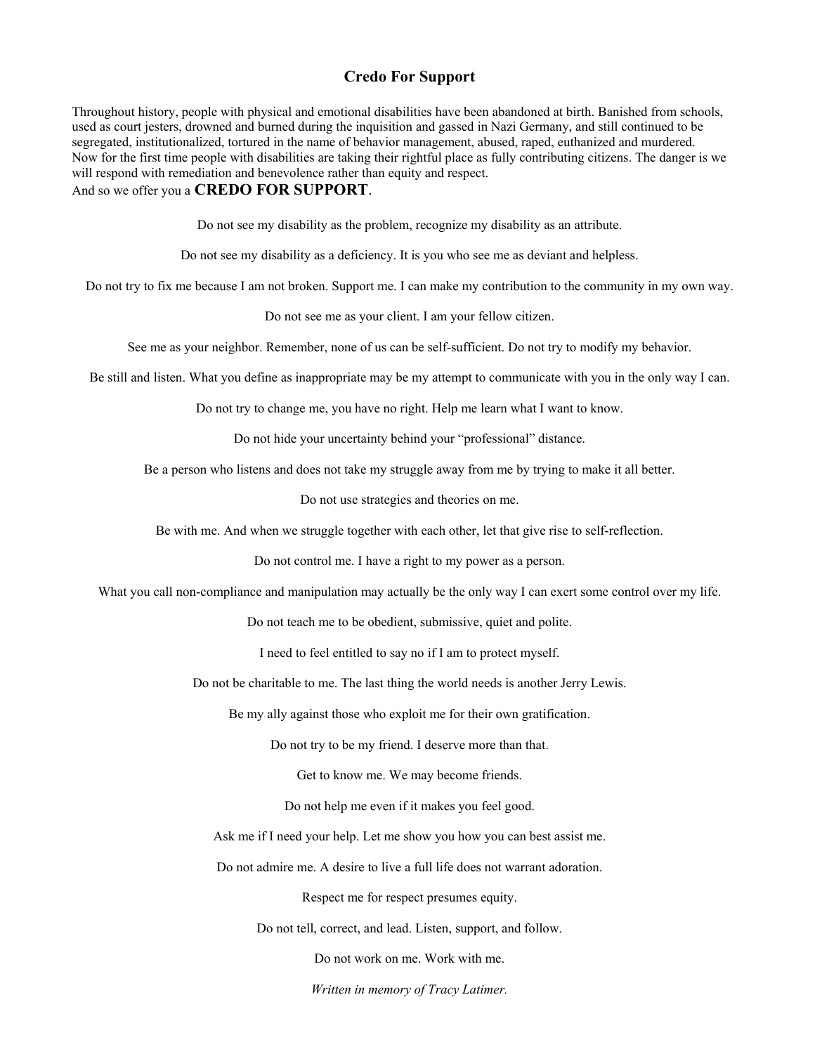# Credo For Support

Throughout history, people with physical and emotional disabilities have been abandoned at birth. Banished from schools, used as court jesters, drowned and burned during the inquisition and gassed in Nazi Germany, and still continued to be segregated, institutionalized, tortured in the name of behavior management, abused, raped, euthanized and murdered. Now for the first time people with disabilities are taking their rightful place as fully contributing citizens. The danger is we will respond with remediation and benevolence rather than equity and respect.
And so we offer you a **CREDO FOR SUPPORT**.

Do not see my disability as the problem, recognize my disability as an attribute.

Do not see my disability as a deficiency. It is you who see me as deviant and helpless.

Do not try to fix me because I am not broken. Support me. I can make my contribution to the community in my own way.

Do not see me as your client. I am your fellow citizen.

See me as your neighbor. Remember, none of us can be self-sufficient. Do not try to modify my behavior.

Be still and listen. What you define as inappropriate may be my attempt to communicate with you in the only way I can.

Do not try to change me, you have no right. Help me learn what I want to know.

Do not hide your uncertainty behind your "professional" distance.

Be a person who listens and does not take my struggle away from me by trying to make it all better.

Do not use strategies and theories on me.

Be with me. And when we struggle together with each other, let that give rise to self-reflection.

Do not control me. I have a right to my power as a person.

What you call non-compliance and manipulation may actually be the only way I can exert some control over my life.

Do not teach me to be obedient, submissive, quiet and polite.

I need to feel entitled to say no if I am to protect myself.

Do not be charitable to me. The last thing the world needs is another Jerry Lewis.

Be my ally against those who exploit me for their own gratification.

Do not try to be my friend. I deserve more than that.

Get to know me. We may become friends.

Do not help me even if it makes you feel good.

Ask me if I need your help. Let me show you how you can best assist me.

Do not admire me. A desire to live a full life does not warrant adoration.

Respect me for respect presumes equity.

Do not tell, correct, and lead. Listen, support, and follow.

Do not work on me. Work with me.

*Written in memory of Tracy Latimer.*